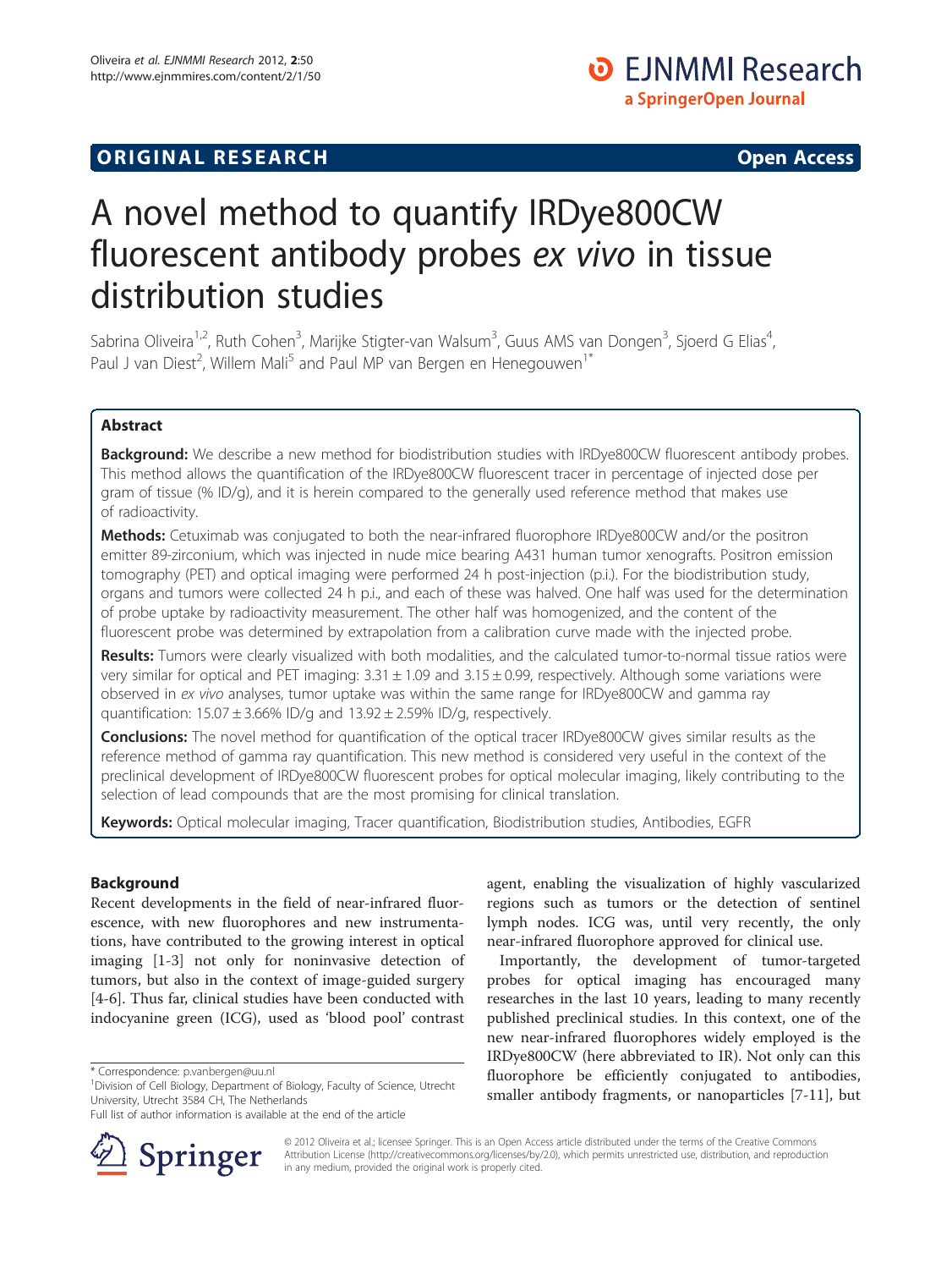ORIGINAL RESEARCH Open Access

# A novel method to quantify IRDye800CW fluorescent antibody probes *ex vivo* in tissue distribution studies

Sabrina Oliveira[1,2], Ruth Cohen[3], Marijke Stigter-van Walsum[3], Guus AMS van Dongen[3], Sjoerd G Elias[4], Paul J van Diest[2], Willem Mali[5] and Paul MP van Bergen en Henegouwen[1*]

## Abstract

**Background:** We describe a new method for biodistribution studies with IRDye800CW fluorescent antibody probes. This method allows the quantification of the IRDye800CW fluorescent tracer in percentage of injected dose per gram of tissue (% ID/g), and it is herein compared to the generally used reference method that makes use of radioactivity.

**Methods:** Cetuximab was conjugated to both the near-infrared fluorophore IRDye800CW and/or the positron emitter 89-zirconium, which was injected in nude mice bearing A431 human tumor xenografts. Positron emission tomography (PET) and optical imaging were performed 24 h post-injection (p.i.). For the biodistribution study, organs and tumors were collected 24 h p.i., and each of these was halved. One half was used for the determination of probe uptake by radioactivity measurement. The other half was homogenized, and the content of the fluorescent probe was determined by extrapolation from a calibration curve made with the injected probe.

**Results:** Tumors were clearly visualized with both modalities, and the calculated tumor-to-normal tissue ratios were very similar for optical and PET imaging: 3.31 ± 1.09 and 3.15 ± 0.99, respectively. Although some variations were observed in *ex vivo* analyses, tumor uptake was within the same range for IRDye800CW and gamma ray quantification: 15.07 ± 3.66% ID/g and 13.92 ± 2.59% ID/g, respectively.

**Conclusions:** The novel method for quantification of the optical tracer IRDye800CW gives similar results as the reference method of gamma ray quantification. This new method is considered very useful in the context of the preclinical development of IRDye800CW fluorescent probes for optical molecular imaging, likely contributing to the selection of lead compounds that are the most promising for clinical translation.

**Keywords:** Optical molecular imaging, Tracer quantification, Biodistribution studies, Antibodies, EGFR

## Background

Recent developments in the field of near-infrared fluorescence, with new fluorophores and new instrumentations, have contributed to the growing interest in optical imaging [1-3] not only for noninvasive detection of tumors, but also in the context of image-guided surgery [4-6]. Thus far, clinical studies have been conducted with indocyanine green (ICG), used as 'blood pool' contrast agent, enabling the visualization of highly vascularized regions such as tumors or the detection of sentinel lymph nodes. ICG was, until very recently, the only near-infrared fluorophore approved for clinical use.

Importantly, the development of tumor-targeted probes for optical imaging has encouraged many researches in the last 10 years, leading to many recently published preclinical studies. In this context, one of the new near-infrared fluorophores widely employed is the IRDye800CW (here abbreviated to IR). Not only can this fluorophore be efficiently conjugated to antibodies, smaller antibody fragments, or nanoparticles [7-11], but

\* Correspondence: p.vanbergen@uu.nl
[1]Division of Cell Biology, Department of Biology, Faculty of Science, Utrecht University, Utrecht 3584 CH, The Netherlands
Full list of author information is available at the end of the article

© 2012 Oliveira et al.; licensee Springer. This is an Open Access article distributed under the terms of the Creative Commons Attribution License (http://creativecommons.org/licenses/by/2.0), which permits unrestricted use, distribution, and reproduction in any medium, provided the original work is properly cited.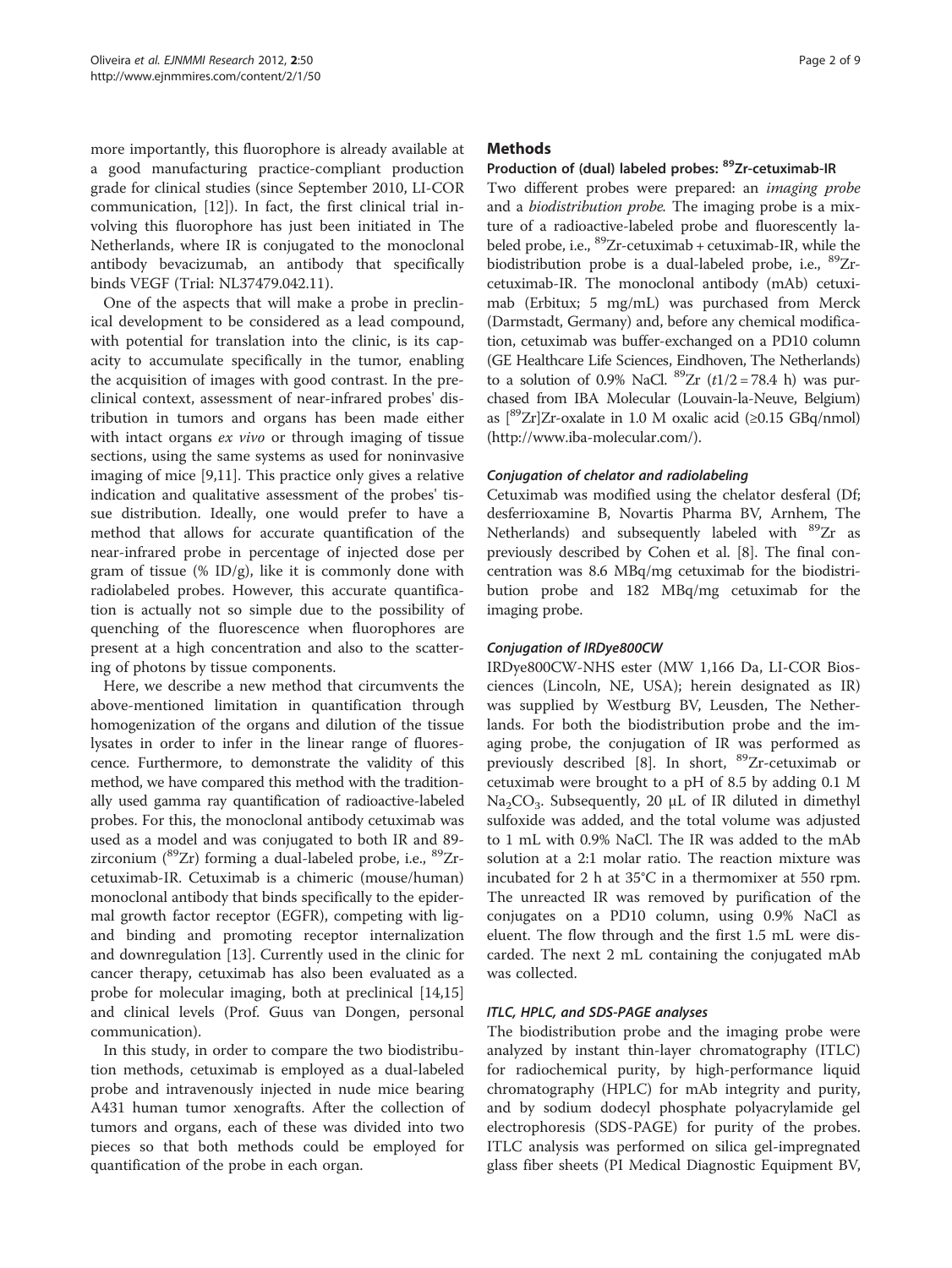more importantly, this fluorophore is already available at a good manufacturing practice-compliant production grade for clinical studies (since September 2010, LI-COR communication, [12]). In fact, the first clinical trial involving this fluorophore has just been initiated in The Netherlands, where IR is conjugated to the monoclonal antibody bevacizumab, an antibody that specifically binds VEGF (Trial: NL37479.042.11).

One of the aspects that will make a probe in preclinical development to be considered as a lead compound, with potential for translation into the clinic, is its capacity to accumulate specifically in the tumor, enabling the acquisition of images with good contrast. In the preclinical context, assessment of near-infrared probes' distribution in tumors and organs has been made either with intact organs *ex vivo* or through imaging of tissue sections, using the same systems as used for noninvasive imaging of mice [9,11]. This practice only gives a relative indication and qualitative assessment of the probes' tissue distribution. Ideally, one would prefer to have a method that allows for accurate quantification of the near-infrared probe in percentage of injected dose per gram of tissue (% ID/g), like it is commonly done with radiolabeled probes. However, this accurate quantification is actually not so simple due to the possibility of quenching of the fluorescence when fluorophores are present at a high concentration and also to the scattering of photons by tissue components.

Here, we describe a new method that circumvents the above-mentioned limitation in quantification through homogenization of the organs and dilution of the tissue lysates in order to infer in the linear range of fluorescence. Furthermore, to demonstrate the validity of this method, we have compared this method with the traditionally used gamma ray quantification of radioactive-labeled probes. For this, the monoclonal antibody cetuximab was used as a model and was conjugated to both IR and 89-zirconium ($^{89}$Zr) forming a dual-labeled probe, i.e., $^{89}$Zr-cetuximab-IR. Cetuximab is a chimeric (mouse/human) monoclonal antibody that binds specifically to the epidermal growth factor receptor (EGFR), competing with ligand binding and promoting receptor internalization and downregulation [13]. Currently used in the clinic for cancer therapy, cetuximab has also been evaluated as a probe for molecular imaging, both at preclinical [14,15] and clinical levels (Prof. Guus van Dongen, personal communication).

In this study, in order to compare the two biodistribution methods, cetuximab is employed as a dual-labeled probe and intravenously injected in nude mice bearing A431 human tumor xenografts. After the collection of tumors and organs, each of these was divided into two pieces so that both methods could be employed for quantification of the probe in each organ.

## Methods

### Production of (dual) labeled probes: $^{89}$Zr-cetuximab-IR

Two different probes were prepared: an *imaging probe* and a *biodistribution probe*. The imaging probe is a mixture of a radioactive-labeled probe and fluorescently labeled probe, i.e., $^{89}$Zr-cetuximab + cetuximab-IR, while the biodistribution probe is a dual-labeled probe, i.e., $^{89}$Zr-cetuximab-IR. The monoclonal antibody (mAb) cetuximab (Erbitux; 5 mg/mL) was purchased from Merck (Darmstadt, Germany) and, before any chemical modification, cetuximab was buffer-exchanged on a PD10 column (GE Healthcare Life Sciences, Eindhoven, The Netherlands) to a solution of 0.9% NaCl. $^{89}$Zr ($t1/2 = 78.4$ h) was purchased from IBA Molecular (Louvain-la-Neuve, Belgium) as [$^{89}$Zr]Zr-oxalate in 1.0 M oxalic acid (≥0.15 GBq/nmol) (http://www.iba-molecular.com/).

#### *Conjugation of chelator and radiolabeling*

Cetuximab was modified using the chelator desferal (Df; desferrioxamine B, Novartis Pharma BV, Arnhem, The Netherlands) and subsequently labeled with $^{89}$Zr as previously described by Cohen et al. [8]. The final concentration was 8.6 MBq/mg cetuximab for the biodistribution probe and 182 MBq/mg cetuximab for the imaging probe.

#### *Conjugation of IRDye800CW*

IRDye800CW-NHS ester (MW 1,166 Da, LI-COR Biosciences (Lincoln, NE, USA); herein designated as IR) was supplied by Westburg BV, Leusden, The Netherlands. For both the biodistribution probe and the imaging probe, the conjugation of IR was performed as previously described [8]. In short, $^{89}$Zr-cetuximab or cetuximab were brought to a pH of 8.5 by adding 0.1 M $Na_2CO_3$. Subsequently, 20 μL of IR diluted in dimethyl sulfoxide was added, and the total volume was adjusted to 1 mL with 0.9% NaCl. The IR was added to the mAb solution at a 2:1 molar ratio. The reaction mixture was incubated for 2 h at 35°C in a thermomixer at 550 rpm. The unreacted IR was removed by purification of the conjugates on a PD10 column, using 0.9% NaCl as eluent. The flow through and the first 1.5 mL were discarded. The next 2 mL containing the conjugated mAb was collected.

#### *ITLC, HPLC, and SDS-PAGE analyses*

The biodistribution probe and the imaging probe were analyzed by instant thin-layer chromatography (ITLC) for radiochemical purity, by high-performance liquid chromatography (HPLC) for mAb integrity and purity, and by sodium dodecyl phosphate polyacrylamide gel electrophoresis (SDS-PAGE) for purity of the probes. ITLC analysis was performed on silica gel-impregnated glass fiber sheets (PI Medical Diagnostic Equipment BV,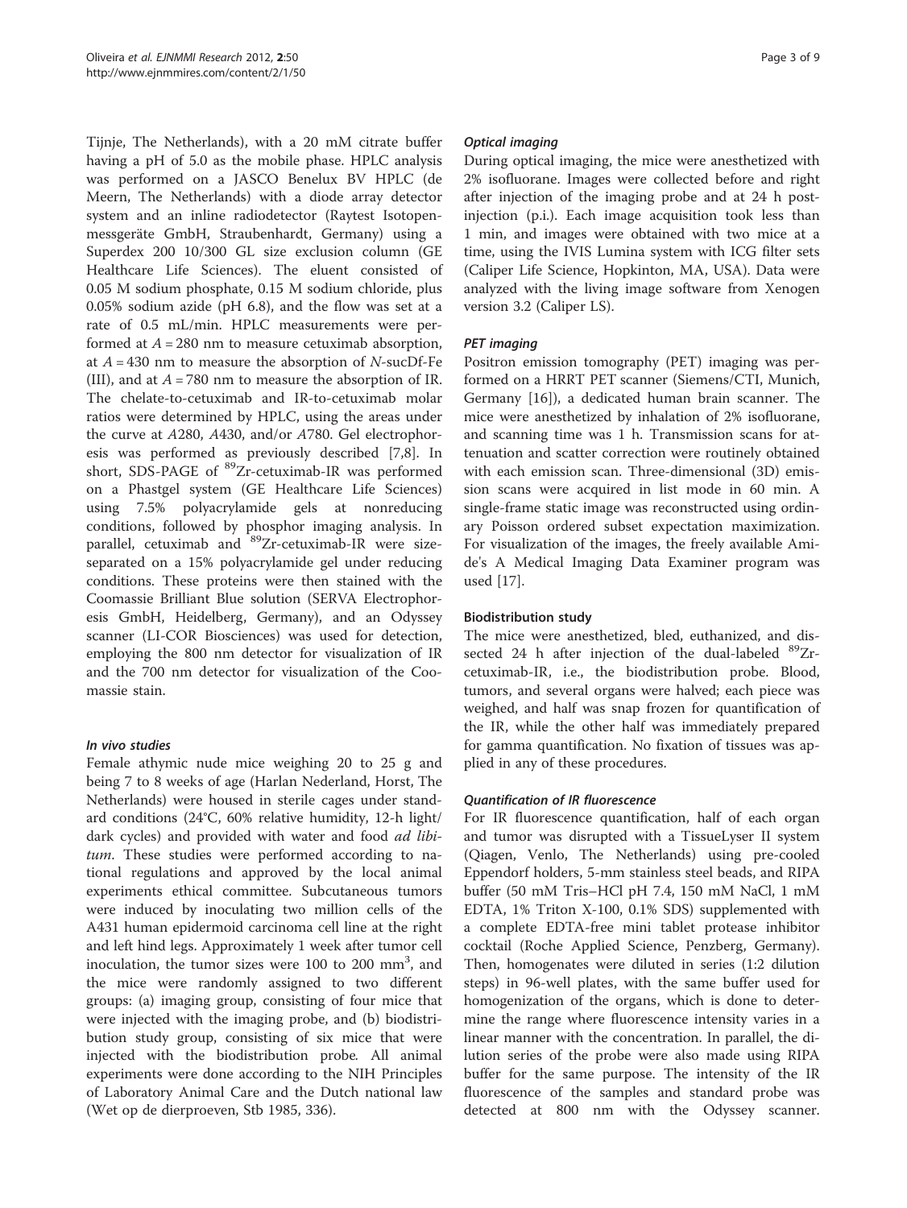Tijnje, The Netherlands), with a 20 mM citrate buffer having a pH of 5.0 as the mobile phase. HPLC analysis was performed on a JASCO Benelux BV HPLC (de Meern, The Netherlands) with a diode array detector system and an inline radiodetector (Raytest Isotopenmessgeräte GmbH, Straubenhardt, Germany) using a Superdex 200 10/300 GL size exclusion column (GE Healthcare Life Sciences). The eluent consisted of 0.05 M sodium phosphate, 0.15 M sodium chloride, plus 0.05% sodium azide (pH 6.8), and the flow was set at a rate of 0.5 mL/min. HPLC measurements were performed at $A = 280$ nm to measure cetuximab absorption, at $A = 430$ nm to measure the absorption of *N*-sucDf-Fe (III), and at $A = 780$ nm to measure the absorption of IR. The chelate-to-cetuximab and IR-to-cetuximab molar ratios were determined by HPLC, using the areas under the curve at *A*280, *A*430, and/or *A*780. Gel electrophoresis was performed as previously described [7,8]. In short, SDS-PAGE of $^{89}$Zr-cetuximab-IR was performed on a Phastgel system (GE Healthcare Life Sciences) using 7.5% polyacrylamide gels at nonreducing conditions, followed by phosphor imaging analysis. In parallel, cetuximab and $^{89}$Zr-cetuximab-IR were size-separated on a 15% polyacrylamide gel under reducing conditions. These proteins were then stained with the Coomassie Brilliant Blue solution (SERVA Electrophoresis GmbH, Heidelberg, Germany), and an Odyssey scanner (LI-COR Biosciences) was used for detection, employing the 800 nm detector for visualization of IR and the 700 nm detector for visualization of the Coomassie stain.

#### *In vivo studies*

Female athymic nude mice weighing 20 to 25 g and being 7 to 8 weeks of age (Harlan Nederland, Horst, The Netherlands) were housed in sterile cages under standard conditions (24°C, 60% relative humidity, 12-h light/dark cycles) and provided with water and food *ad libitum*. These studies were performed according to national regulations and approved by the local animal experiments ethical committee. Subcutaneous tumors were induced by inoculating two million cells of the A431 human epidermoid carcinoma cell line at the right and left hind legs. Approximately 1 week after tumor cell inoculation, the tumor sizes were 100 to 200 mm$^3$, and the mice were randomly assigned to two different groups: (a) imaging group, consisting of four mice that were injected with the imaging probe, and (b) biodistribution study group, consisting of six mice that were injected with the biodistribution probe. All animal experiments were done according to the NIH Principles of Laboratory Animal Care and the Dutch national law (Wet op de dierproeven, Stb 1985, 336).

#### *Optical imaging*

During optical imaging, the mice were anesthetized with 2% isofluorane. Images were collected before and right after injection of the imaging probe and at 24 h post-injection (p.i.). Each image acquisition took less than 1 min, and images were obtained with two mice at a time, using the IVIS Lumina system with ICG filter sets (Caliper Life Science, Hopkinton, MA, USA). Data were analyzed with the living image software from Xenogen version 3.2 (Caliper LS).

#### *PET imaging*

Positron emission tomography (PET) imaging was performed on a HRRT PET scanner (Siemens/CTI, Munich, Germany [16]), a dedicated human brain scanner. The mice were anesthetized by inhalation of 2% isofluorane, and scanning time was 1 h. Transmission scans for attenuation and scatter correction were routinely obtained with each emission scan. Three-dimensional (3D) emission scans were acquired in list mode in 60 min. A single-frame static image was reconstructed using ordinary Poisson ordered subset expectation maximization. For visualization of the images, the freely available Amide's A Medical Imaging Data Examiner program was used [17].

#### **Biodistribution study**

The mice were anesthetized, bled, euthanized, and dissected 24 h after injection of the dual-labeled $^{89}$Zr-cetuximab-IR, i.e., the biodistribution probe. Blood, tumors, and several organs were halved; each piece was weighed, and half was snap frozen for quantification of the IR, while the other half was immediately prepared for gamma quantification. No fixation of tissues was applied in any of these procedures.

#### *Quantification of IR fluorescence*

For IR fluorescence quantification, half of each organ and tumor was disrupted with a TissueLyser II system (Qiagen, Venlo, The Netherlands) using pre-cooled Eppendorf holders, 5-mm stainless steel beads, and RIPA buffer (50 mM Tris–HCl pH 7.4, 150 mM NaCl, 1 mM EDTA, 1% Triton X-100, 0.1% SDS) supplemented with a complete EDTA-free mini tablet protease inhibitor cocktail (Roche Applied Science, Penzberg, Germany). Then, homogenates were diluted in series (1:2 dilution steps) in 96-well plates, with the same buffer used for homogenization of the organs, which is done to determine the range where fluorescence intensity varies in a linear manner with the concentration. In parallel, the dilution series of the probe were also made using RIPA buffer for the same purpose. The intensity of the IR fluorescence of the samples and standard probe was detected at 800 nm with the Odyssey scanner.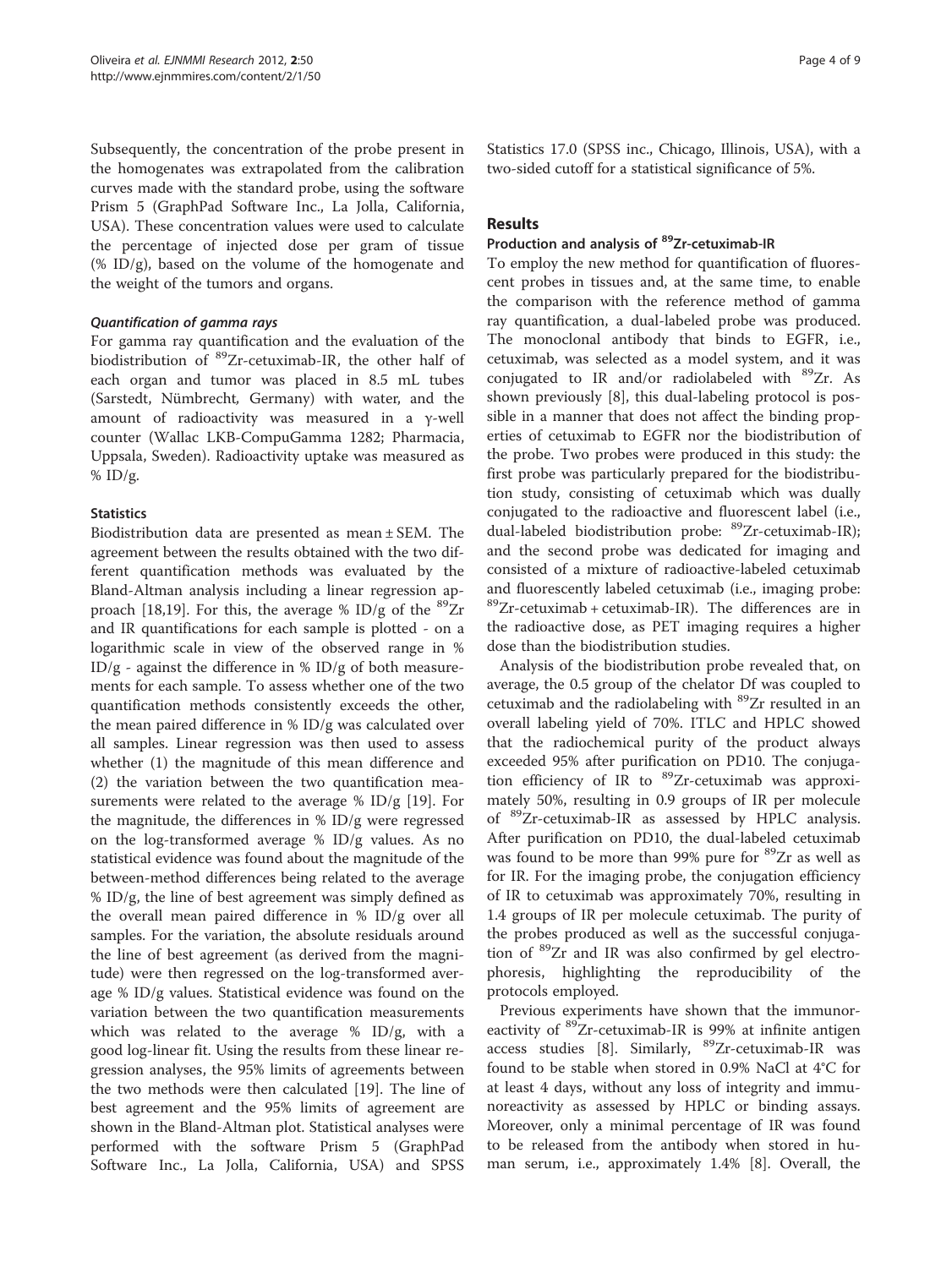Subsequently, the concentration of the probe present in the homogenates was extrapolated from the calibration curves made with the standard probe, using the software Prism 5 (GraphPad Software Inc., La Jolla, California, USA). These concentration values were used to calculate the percentage of injected dose per gram of tissue (% ID/g), based on the volume of the homogenate and the weight of the tumors and organs.

#### *Quantification of gamma rays*

For gamma ray quantification and the evaluation of the biodistribution of $^{89}$Zr-cetuximab-IR, the other half of each organ and tumor was placed in 8.5 mL tubes (Sarstedt, Nümbrecht, Germany) with water, and the amount of radioactivity was measured in a γ-well counter (Wallac LKB-CompuGamma 1282; Pharmacia, Uppsala, Sweden). Radioactivity uptake was measured as % ID/g.

### Statistics

Biodistribution data are presented as mean ± SEM. The agreement between the results obtained with the two different quantification methods was evaluated by the Bland-Altman analysis including a linear regression approach [18,19]. For this, the average % ID/g of the $^{89}$Zr and IR quantifications for each sample is plotted - on a logarithmic scale in view of the observed range in % ID/g - against the difference in % ID/g of both measurements for each sample. To assess whether one of the two quantification methods consistently exceeds the other, the mean paired difference in % ID/g was calculated over all samples. Linear regression was then used to assess whether (1) the magnitude of this mean difference and (2) the variation between the two quantification measurements were related to the average % ID/g [19]. For the magnitude, the differences in % ID/g were regressed on the log-transformed average % ID/g values. As no statistical evidence was found about the magnitude of the between-method differences being related to the average % ID/g, the line of best agreement was simply defined as the overall mean paired difference in % ID/g over all samples. For the variation, the absolute residuals around the line of best agreement (as derived from the magnitude) were then regressed on the log-transformed average % ID/g values. Statistical evidence was found on the variation between the two quantification measurements which was related to the average % ID/g, with a good log-linear fit. Using the results from these linear regression analyses, the 95% limits of agreements between the two methods were then calculated [19]. The line of best agreement and the 95% limits of agreement are shown in the Bland-Altman plot. Statistical analyses were performed with the software Prism 5 (GraphPad Software Inc., La Jolla, California, USA) and SPSS Statistics 17.0 (SPSS inc., Chicago, Illinois, USA), with a two-sided cutoff for a statistical significance of 5%.

## Results

### Production and analysis of $^{89}$Zr-cetuximab-IR

To employ the new method for quantification of fluorescent probes in tissues and, at the same time, to enable the comparison with the reference method of gamma ray quantification, a dual-labeled probe was produced. The monoclonal antibody that binds to EGFR, i.e., cetuximab, was selected as a model system, and it was conjugated to IR and/or radiolabeled with $^{89}$Zr. As shown previously [8], this dual-labeling protocol is possible in a manner that does not affect the binding properties of cetuximab to EGFR nor the biodistribution of the probe. Two probes were produced in this study: the first probe was particularly prepared for the biodistribution study, consisting of cetuximab which was dually conjugated to the radioactive and fluorescent label (i.e., dual-labeled biodistribution probe: $^{89}$Zr-cetuximab-IR); and the second probe was dedicated for imaging and consisted of a mixture of radioactive-labeled cetuximab and fluorescently labeled cetuximab (i.e., imaging probe: $^{89}$Zr-cetuximab + cetuximab-IR). The differences are in the radioactive dose, as PET imaging requires a higher dose than the biodistribution studies.

Analysis of the biodistribution probe revealed that, on average, the 0.5 group of the chelator Df was coupled to cetuximab and the radiolabeling with $^{89}$Zr resulted in an overall labeling yield of 70%. ITLC and HPLC showed that the radiochemical purity of the product always exceeded 95% after purification on PD10. The conjugation efficiency of IR to $^{89}$Zr-cetuximab was approximately 50%, resulting in 0.9 groups of IR per molecule of $^{89}$Zr-cetuximab-IR as assessed by HPLC analysis. After purification on PD10, the dual-labeled cetuximab was found to be more than 99% pure for $^{89}$Zr as well as for IR. For the imaging probe, the conjugation efficiency of IR to cetuximab was approximately 70%, resulting in 1.4 groups of IR per molecule cetuximab. The purity of the probes produced as well as the successful conjugation of $^{89}$Zr and IR was also confirmed by gel electrophoresis, highlighting the reproducibility of the protocols employed.

Previous experiments have shown that the immunoreactivity of $^{89}$Zr-cetuximab-IR is 99% at infinite antigen access studies [8]. Similarly, $^{89}$Zr-cetuximab-IR was found to be stable when stored in 0.9% NaCl at 4°C for at least 4 days, without any loss of integrity and immunoreactivity as assessed by HPLC or binding assays. Moreover, only a minimal percentage of IR was found to be released from the antibody when stored in human serum, i.e., approximately 1.4% [8]. Overall, the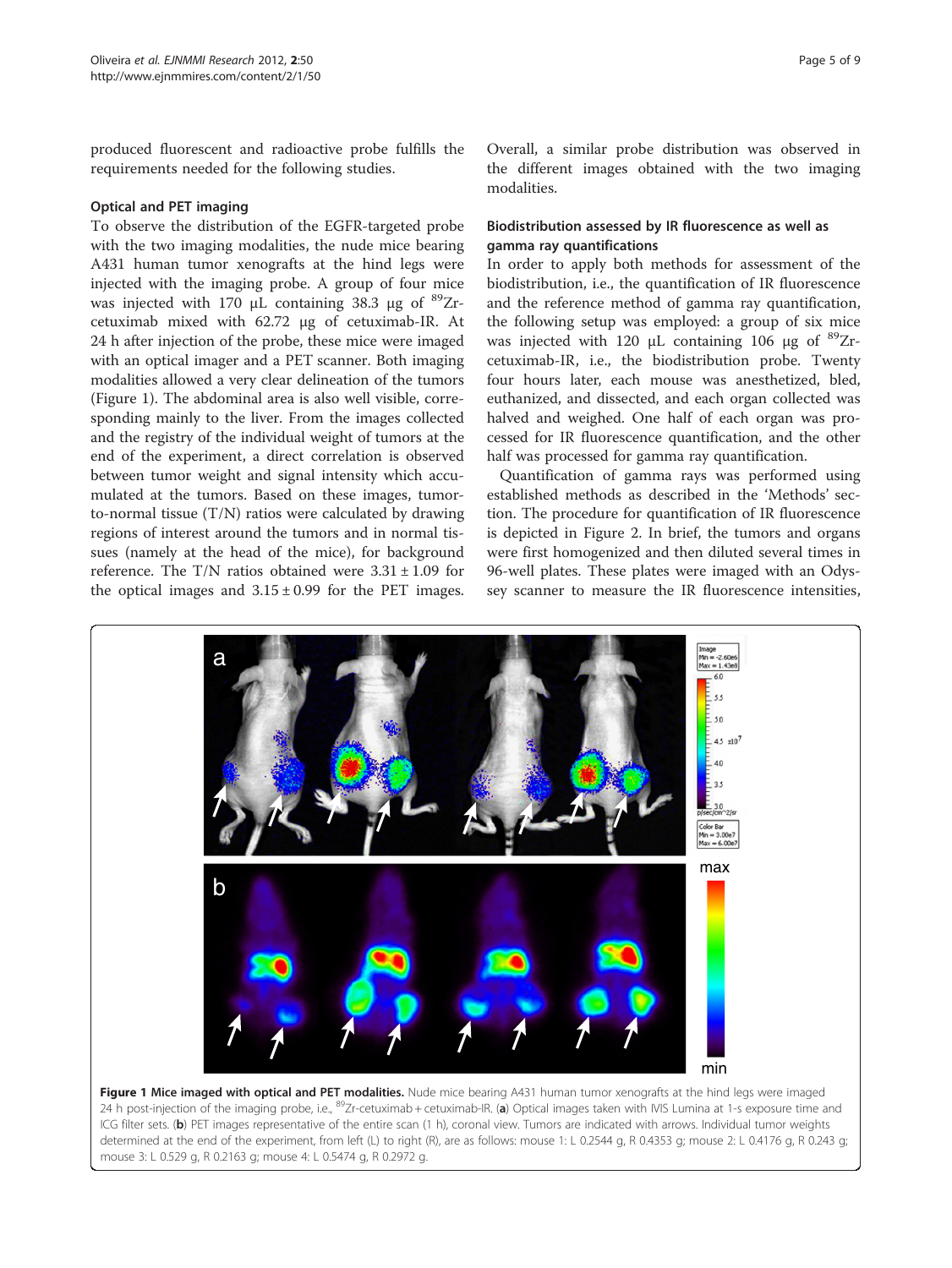produced fluorescent and radioactive probe fulfills the requirements needed for the following studies.

### Optical and PET imaging

To observe the distribution of the EGFR-targeted probe with the two imaging modalities, the nude mice bearing A431 human tumor xenografts at the hind legs were injected with the imaging probe. A group of four mice was injected with 170 μL containing 38.3 μg of $^{89}$Zr-cetuximab mixed with 62.72 μg of cetuximab-IR. At 24 h after injection of the probe, these mice were imaged with an optical imager and a PET scanner. Both imaging modalities allowed a very clear delineation of the tumors (Figure 1). The abdominal area is also well visible, corresponding mainly to the liver. From the images collected and the registry of the individual weight of tumors at the end of the experiment, a direct correlation is observed between tumor weight and signal intensity which accumulated at the tumors. Based on these images, tumor-to-normal tissue (T/N) ratios were calculated by drawing regions of interest around the tumors and in normal tissues (namely at the head of the mice), for background reference. The T/N ratios obtained were $3.31 \pm 1.09$ for the optical images and $3.15 \pm 0.99$ for the PET images. Overall, a similar probe distribution was observed in the different images obtained with the two imaging modalities.

### Biodistribution assessed by IR fluorescence as well as gamma ray quantifications

In order to apply both methods for assessment of the biodistribution, i.e., the quantification of IR fluorescence and the reference method of gamma ray quantification, the following setup was employed: a group of six mice was injected with 120 μL containing 106 μg of $^{89}$Zr-cetuximab-IR, i.e., the biodistribution probe. Twenty four hours later, each mouse was anesthetized, bled, euthanized, and dissected, and each organ collected was halved and weighed. One half of each organ was processed for IR fluorescence quantification, and the other half was processed for gamma ray quantification.

Quantification of gamma rays was performed using established methods as described in the 'Methods' section. The procedure for quantification of IR fluorescence is depicted in Figure 2. In brief, the tumors and organs were first homogenized and then diluted several times in 96-well plates. These plates were imaged with an Odyssey scanner to measure the IR fluorescence intensities,

**Figure 1 Mice imaged with optical and PET modalities.** Nude mice bearing A431 human tumor xenografts at the hind legs were imaged 24 h post-injection of the imaging probe, i.e., $^{89}$Zr-cetuximab + cetuximab-IR. (**a**) Optical images taken with IVIS Lumina at 1-s exposure time and ICG filter sets. (**b**) PET images representative of the entire scan (1 h), coronal view. Tumors are indicated with arrows. Individual tumor weights determined at the end of the experiment, from left (L) to right (R), are as follows: mouse 1: L 0.2544 g, R 0.4353 g; mouse 2: L 0.4176 g, R 0.243 g; mouse 3: L 0.529 g, R 0.2163 g; mouse 4: L 0.5474 g, R 0.2972 g.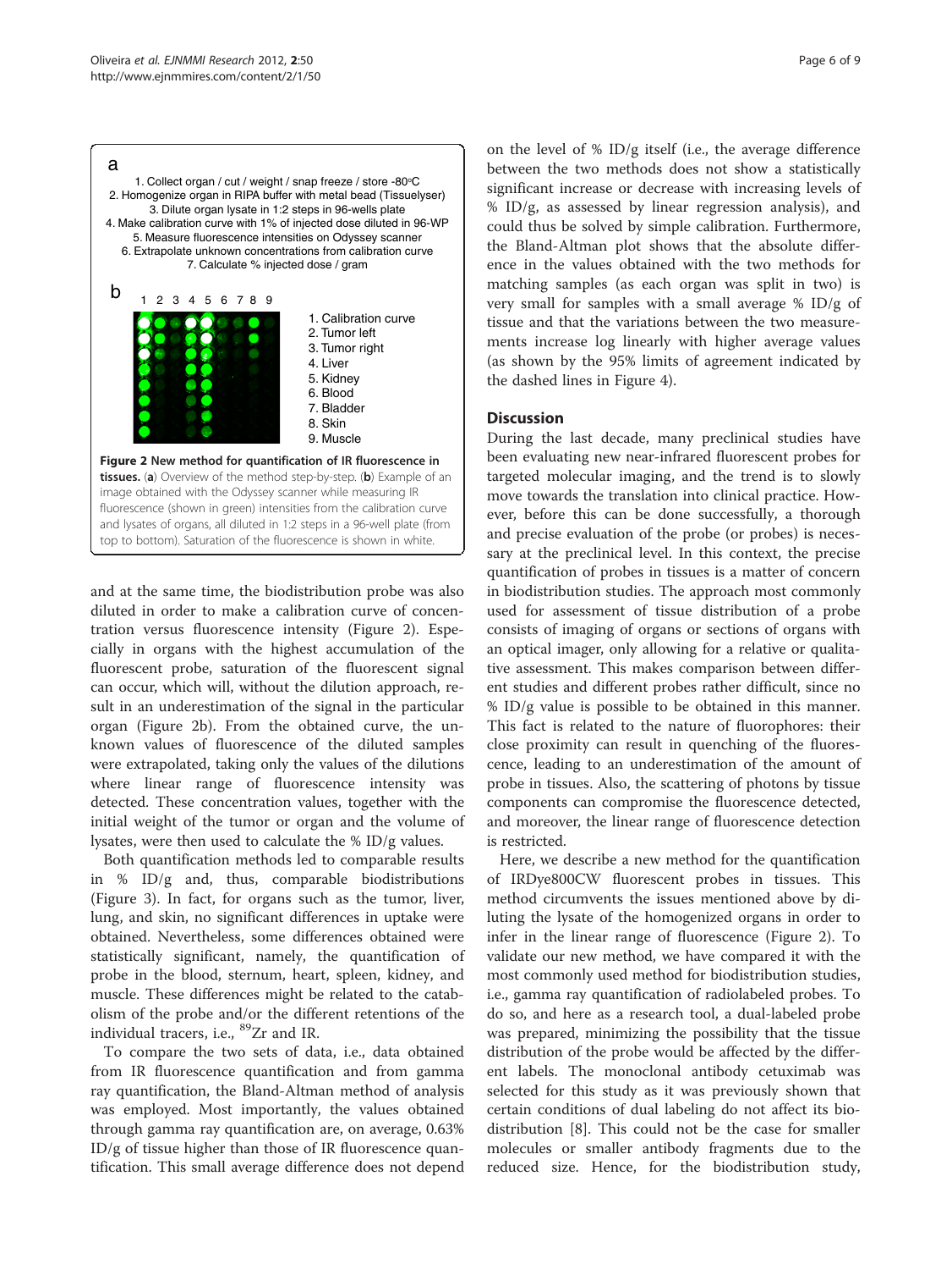a

1. Collect organ / cut / weight / snap freeze / store -80°C
2. Homogenize organ in RIPA buffer with metal bead (Tissuelyser)
3. Dilute organ lysate in 1:2 steps in 96-wells plate
4. Make calibration curve with 1% of injected dose diluted in 96-WP
5. Measure fluorescence intensities on Odyssey scanner
6. Extrapolate unknown concentrations from calibration curve
7. Calculate % injected dose / gram

b

1 2 3 4 5 6 7 8 9

1. Calibration curve
2. Tumor left
3. Tumor right
4. Liver
5. Kidney
6. Blood
7. Bladder
8. Skin
9. Muscle

**Figure 2 New method for quantification of IR fluorescence in tissues.** (**a**) Overview of the method step-by-step. (**b**) Example of an image obtained with the Odyssey scanner while measuring IR fluorescence (shown in green) intensities from the calibration curve and lysates of organs, all diluted in 1:2 steps in a 96-well plate (from top to bottom). Saturation of the fluorescence is shown in white.

and at the same time, the biodistribution probe was also diluted in order to make a calibration curve of concentration versus fluorescence intensity (Figure 2). Especially in organs with the highest accumulation of the fluorescent probe, saturation of the fluorescent signal can occur, which will, without the dilution approach, result in an underestimation of the signal in the particular organ (Figure 2b). From the obtained curve, the unknown values of fluorescence of the diluted samples were extrapolated, taking only the values of the dilutions where linear range of fluorescence intensity was detected. These concentration values, together with the initial weight of the tumor or organ and the volume of lysates, were then used to calculate the % ID/g values.

Both quantification methods led to comparable results in % ID/g and, thus, comparable biodistributions (Figure 3). In fact, for organs such as the tumor, liver, lung, and skin, no significant differences in uptake were obtained. Nevertheless, some differences obtained were statistically significant, namely, the quantification of probe in the blood, sternum, heart, spleen, kidney, and muscle. These differences might be related to the catabolism of the probe and/or the different retentions of the individual tracers, i.e., $^{89}$Zr and IR.

To compare the two sets of data, i.e., data obtained from IR fluorescence quantification and from gamma ray quantification, the Bland-Altman method of analysis was employed. Most importantly, the values obtained through gamma ray quantification are, on average, 0.63% ID/g of tissue higher than those of IR fluorescence quantification. This small average difference does not depend on the level of % ID/g itself (i.e., the average difference between the two methods does not show a statistically significant increase or decrease with increasing levels of % ID/g, as assessed by linear regression analysis), and could thus be solved by simple calibration. Furthermore, the Bland-Altman plot shows that the absolute difference in the values obtained with the two methods for matching samples (as each organ was split in two) is very small for samples with a small average % ID/g of tissue and that the variations between the two measurements increase log linearly with higher average values (as shown by the 95% limits of agreement indicated by the dashed lines in Figure 4).

## Discussion

During the last decade, many preclinical studies have been evaluating new near-infrared fluorescent probes for targeted molecular imaging, and the trend is to slowly move towards the translation into clinical practice. However, before this can be done successfully, a thorough and precise evaluation of the probe (or probes) is necessary at the preclinical level. In this context, the precise quantification of probes in tissues is a matter of concern in biodistribution studies. The approach most commonly used for assessment of tissue distribution of a probe consists of imaging of organs or sections of organs with an optical imager, only allowing for a relative or qualitative assessment. This makes comparison between different studies and different probes rather difficult, since no % ID/g value is possible to be obtained in this manner. This fact is related to the nature of fluorophores: their close proximity can result in quenching of the fluorescence, leading to an underestimation of the amount of probe in tissues. Also, the scattering of photons by tissue components can compromise the fluorescence detected, and moreover, the linear range of fluorescence detection is restricted.

Here, we describe a new method for the quantification of IRDye800CW fluorescent probes in tissues. This method circumvents the issues mentioned above by diluting the lysate of the homogenized organs in order to infer in the linear range of fluorescence (Figure 2). To validate our new method, we have compared it with the most commonly used method for biodistribution studies, i.e., gamma ray quantification of radiolabeled probes. To do so, and here as a research tool, a dual-labeled probe was prepared, minimizing the possibility that the tissue distribution of the probe would be affected by the different labels. The monoclonal antibody cetuximab was selected for this study as it was previously shown that certain conditions of dual labeling do not affect its biodistribution [8]. This could not be the case for smaller molecules or smaller antibody fragments due to the reduced size. Hence, for the biodistribution study,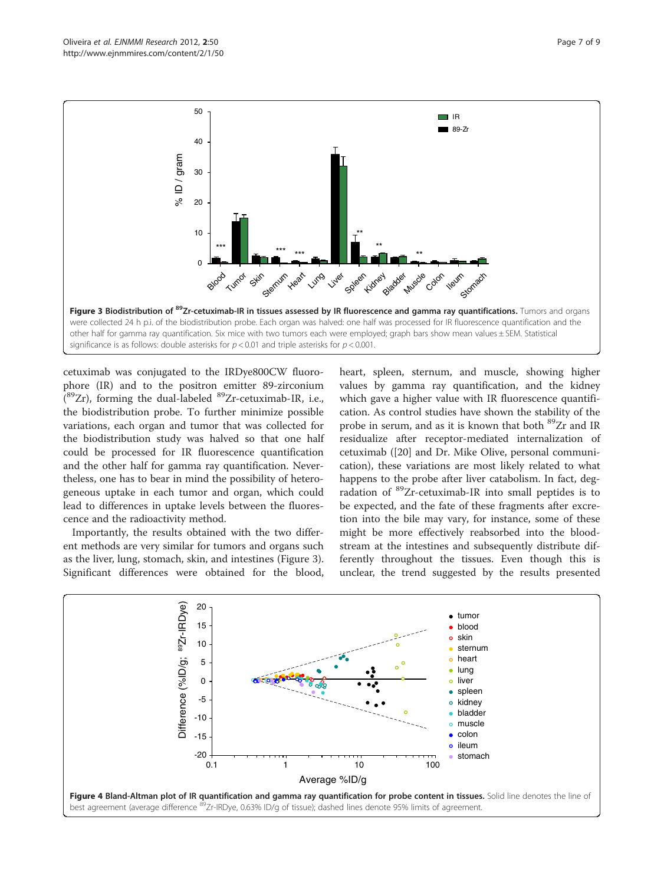**Figure 3 Biodistribution of $^{89}$Zr-cetuximab-IR in tissues assessed by IR fluorescence and gamma ray quantifications.** Tumors and organs were collected 24 h p.i. of the biodistribution probe. Each organ was halved: one half was processed for IR fluorescence quantification and the other half for gamma ray quantification. Six mice with two tumors each were employed; graph bars show mean values ± SEM. Statistical significance is as follows: double asterisks for $p < 0.01$ and triple asterisks for $p < 0.001$.

cetuximab was conjugated to the IRDye800CW fluorophore (IR) and to the positron emitter 89-zirconium ($^{89}$Zr), forming the dual-labeled $^{89}$Zr-cetuximab-IR, i.e., the biodistribution probe. To further minimize possible variations, each organ and tumor that was collected for the biodistribution study was halved so that one half could be processed for IR fluorescence quantification and the other half for gamma ray quantification. Nevertheless, one has to bear in mind the possibility of heterogeneous uptake in each tumor and organ, which could lead to differences in uptake levels between the fluorescence and the radioactivity method.

Importantly, the results obtained with the two different methods are very similar for tumors and organs such as the liver, lung, stomach, skin, and intestines (Figure 3). Significant differences were obtained for the blood, heart, spleen, sternum, and muscle, showing higher values by gamma ray quantification, and the kidney which gave a higher value with IR fluorescence quantification. As control studies have shown the stability of the probe in serum, and as it is known that both $^{89}$Zr and IR residualize after receptor-mediated internalization of cetuximab ([20] and Dr. Mike Olive, personal communication), these variations are most likely related to what happens to the probe after liver catabolism. In fact, degradation of $^{89}$Zr-cetuximab-IR into small peptides is to be expected, and the fate of these fragments after excretion into the bile may vary, for instance, some of these might be more effectively reabsorbed into the bloodstream at the intestines and subsequently distribute differently throughout the tissues. Even though this is unclear, the trend suggested by the results presented

**Figure 4 Bland-Altman plot of IR quantification and gamma ray quantification for probe content in tissues.** Solid line denotes the line of best agreement (average difference $^{89}$Zr-IRDye, 0.63% ID/g of tissue); dashed lines denote 95% limits of agreement.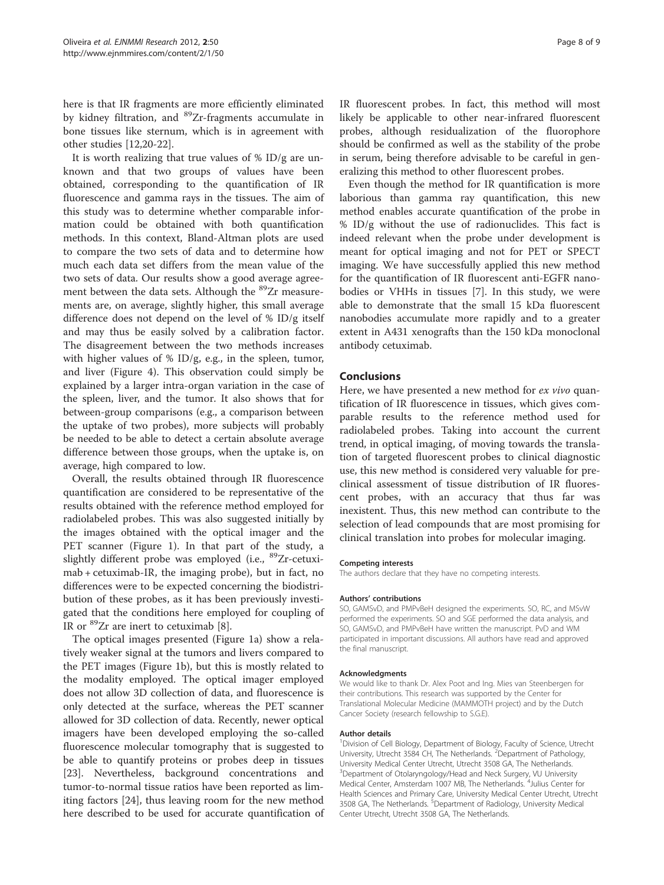here is that IR fragments are more efficiently eliminated by kidney filtration, and $^{89}$Zr-fragments accumulate in bone tissues like sternum, which is in agreement with other studies [12,20-22].

It is worth realizing that true values of % ID/g are unknown and that two groups of values have been obtained, corresponding to the quantification of IR fluorescence and gamma rays in the tissues. The aim of this study was to determine whether comparable information could be obtained with both quantification methods. In this context, Bland-Altman plots are used to compare the two sets of data and to determine how much each data set differs from the mean value of the two sets of data. Our results show a good average agreement between the data sets. Although the $^{89}$Zr measurements are, on average, slightly higher, this small average difference does not depend on the level of % ID/g itself and may thus be easily solved by a calibration factor. The disagreement between the two methods increases with higher values of % ID/g, e.g., in the spleen, tumor, and liver (Figure 4). This observation could simply be explained by a larger intra-organ variation in the case of the spleen, liver, and the tumor. It also shows that for between-group comparisons (e.g., a comparison between the uptake of two probes), more subjects will probably be needed to be able to detect a certain absolute average difference between those groups, when the uptake is, on average, high compared to low.

Overall, the results obtained through IR fluorescence quantification are considered to be representative of the results obtained with the reference method employed for radiolabeled probes. This was also suggested initially by the images obtained with the optical imager and the PET scanner (Figure 1). In that part of the study, a slightly different probe was employed (i.e., $^{89}$Zr-cetuximab + cetuximab-IR, the imaging probe), but in fact, no differences were to be expected concerning the biodistribution of these probes, as it has been previously investigated that the conditions here employed for coupling of IR or $^{89}$Zr are inert to cetuximab [8].

The optical images presented (Figure 1a) show a relatively weaker signal at the tumors and livers compared to the PET images (Figure 1b), but this is mostly related to the modality employed. The optical imager employed does not allow 3D collection of data, and fluorescence is only detected at the surface, whereas the PET scanner allowed for 3D collection of data. Recently, newer optical imagers have been developed employing the so-called fluorescence molecular tomography that is suggested to be able to quantify proteins or probes deep in tissues [23]. Nevertheless, background concentrations and tumor-to-normal tissue ratios have been reported as limiting factors [24], thus leaving room for the new method here described to be used for accurate quantification of IR fluorescent probes. In fact, this method will most likely be applicable to other near-infrared fluorescent probes, although residualization of the fluorophore should be confirmed as well as the stability of the probe in serum, being therefore advisable to be careful in generalizing this method to other fluorescent probes.

Even though the method for IR quantification is more laborious than gamma ray quantification, this new method enables accurate quantification of the probe in % ID/g without the use of radionuclides. This fact is indeed relevant when the probe under development is meant for optical imaging and not for PET or SPECT imaging. We have successfully applied this new method for the quantification of IR fluorescent anti-EGFR nanobodies or VHHs in tissues [7]. In this study, we were able to demonstrate that the small 15 kDa fluorescent nanobodies accumulate more rapidly and to a greater extent in A431 xenografts than the 150 kDa monoclonal antibody cetuximab.

## Conclusions

Here, we have presented a new method for *ex vivo* quantification of IR fluorescence in tissues, which gives comparable results to the reference method used for radiolabeled probes. Taking into account the current trend, in optical imaging, of moving towards the translation of targeted fluorescent probes to clinical diagnostic use, this new method is considered very valuable for preclinical assessment of tissue distribution of IR fluorescent probes, with an accuracy that thus far was inexistent. Thus, this new method can contribute to the selection of lead compounds that are most promising for clinical translation into probes for molecular imaging.

#### Competing interests

The authors declare that they have no competing interests.

#### Authors' contributions

SO, GAMSvD, and PMPvBeH designed the experiments. SO, RC, and MSvW performed the experiments. SO and SGE performed the data analysis, and SO, GAMSvD, and PMPvBeH have written the manuscript. PvD and WM participated in important discussions. All authors have read and approved the final manuscript.

#### Acknowledgments

We would like to thank Dr. Alex Poot and Ing. Mies van Steenbergen for their contributions. This research was supported by the Center for Translational Molecular Medicine (MAMMOTH project) and by the Dutch Cancer Society (research fellowship to S.G.E).

#### Author details

[1]Division of Cell Biology, Department of Biology, Faculty of Science, Utrecht University, Utrecht 3584 CH, The Netherlands. [2]Department of Pathology, University Medical Center Utrecht, Utrecht 3508 GA, The Netherlands. [3]Department of Otolaryngology/Head and Neck Surgery, VU University Medical Center, Amsterdam 1007 MB, The Netherlands. [4]Julius Center for Health Sciences and Primary Care, University Medical Center Utrecht, Utrecht 3508 GA, The Netherlands. [5]Department of Radiology, University Medical Center Utrecht, Utrecht 3508 GA, The Netherlands.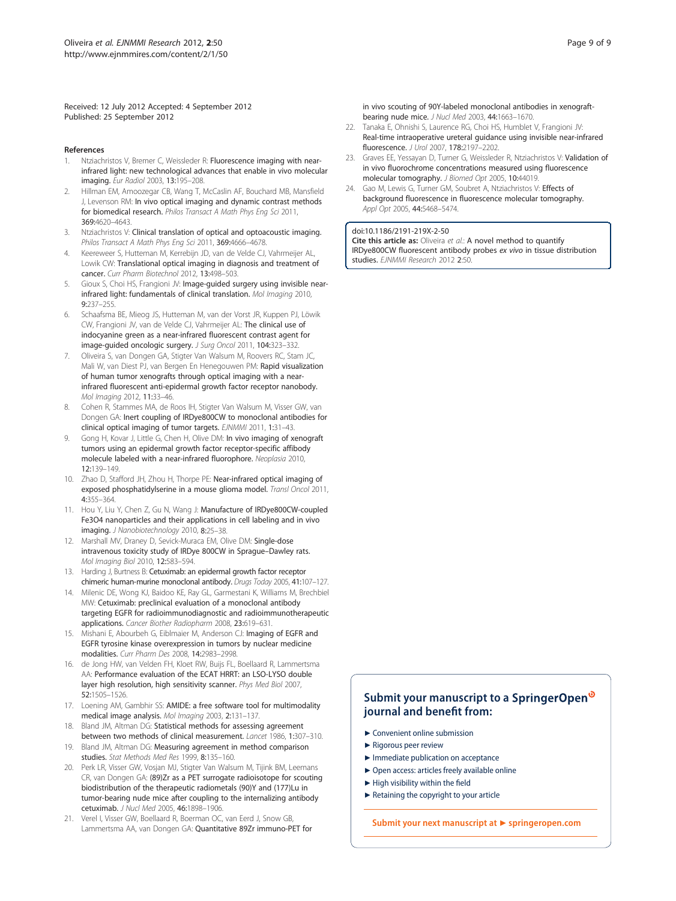Received: 12 July 2012 Accepted: 4 September 2012
Published: 25 September 2012

## References

1. Ntziachristos V, Bremer C, Weissleder R: Fluorescence imaging with near-infrared light: new technological advances that enable in vivo molecular imaging. *Eur Radiol* 2003, **13:**195–208.
2. Hillman EM, Amoozegar CB, Wang T, McCaslin AF, Bouchard MB, Mansfield J, Levenson RM: In vivo optical imaging and dynamic contrast methods for biomedical research. *Philos Transact A Math Phys Eng Sci* 2011, **369:**4620–4643.
3. Ntziachristos V: Clinical translation of optical and optoacoustic imaging. *Philos Transact A Math Phys Eng Sci* 2011, **369:**4666–4678.
4. Keereweer S, Hutteman M, Kerrebijn JD, van de Velde CJ, Vahrmeijer AL, Lowik CW: Translational optical imaging in diagnosis and treatment of cancer. *Curr Pharm Biotechnol* 2012, **13:**498–503.
5. Gioux S, Choi HS, Frangioni JV: Image-guided surgery using invisible near-infrared light: fundamentals of clinical translation. *Mol Imaging* 2010, **9:**237–255.
6. Schaafsma BE, Mieog JS, Hutteman M, van der Vorst JR, Kuppen PJ, Löwik CW, Frangioni JV, van de Velde CJ, Vahrmeijer AL: The clinical use of indocyanine green as a near-infrared fluorescent contrast agent for image-guided oncologic surgery. *J Surg Oncol* 2011, **104:**323–332.
7. Oliveira S, van Dongen GA, Stigter Van Walsum M, Roovers RC, Stam JC, Mali W, van Diest PJ, van Bergen En Henegouwen PM: Rapid visualization of human tumor xenografts through optical imaging with a near-infrared fluorescent anti-epidermal growth factor receptor nanobody. *Mol Imaging* 2012, **11:**33–46.
8. Cohen R, Stammes MA, de Roos IH, Stigter Van Walsum M, Visser GW, van Dongen GA: Inert coupling of IRDye800CW to monoclonal antibodies for clinical optical imaging of tumor targets. *EJNMMI* 2011, **1:**31–43.
9. Gong H, Kovar J, Little G, Chen H, Olive DM: In vivo imaging of xenograft tumors using an epidermal growth factor receptor-specific affibody molecule labeled with a near-infrared fluorophore. *Neoplasia* 2010, **12:**139–149.
10. Zhao D, Stafford JH, Zhou H, Thorpe PE: Near-infrared optical imaging of exposed phosphatidylserine in a mouse glioma model. *Transl Oncol* 2011, **4:**355–364.
11. Hou Y, Liu Y, Chen Z, Gu N, Wang J: Manufacture of IRDye800CW-coupled Fe3O4 nanoparticles and their applications in cell labeling and in vivo imaging. *J Nanobiotechnology* 2010, **8:**25–38.
12. Marshall MV, Draney D, Sevick-Muraca EM, Olive DM: Single-dose intravenous toxicity study of IRDye 800CW in Sprague–Dawley rats. *Mol Imaging Biol* 2010, **12:**583–594.
13. Harding J, Burtness B: Cetuximab: an epidermal growth factor receptor chimeric human-murine monoclonal antibody. *Drugs Today* 2005, **41:**107–127.
14. Milenic DE, Wong KJ, Baidoo KE, Ray GL, Garmestani K, Williams M, Brechbiel MW: Cetuximab: preclinical evaluation of a monoclonal antibody targeting EGFR for radioimmunodiagnostic and radioimmunotherapeutic applications. *Cancer Biother Radiopharm* 2008, **23:**619–631.
15. Mishani E, Abourbeh G, Eiblmaier M, Anderson CJ: Imaging of EGFR and EGFR tyrosine kinase overexpression in tumors by nuclear medicine modalities. *Curr Pharm Des* 2008, **14:**2983–2998.
16. de Jong HW, van Velden FH, Kloet RW, Buijs FL, Boellaard R, Lammertsma AA: Performance evaluation of the ECAT HRRT: an LSO-LYSO double layer high resolution, high sensitivity scanner. *Phys Med Biol* 2007, **52:**1505–1526.
17. Loening AM, Gambhir SS: AMIDE: a free software tool for multimodality medical image analysis. *Mol Imaging* 2003, **2:**131–137.
18. Bland JM, Altman DG: Statistical methods for assessing agreement between two methods of clinical measurement. *Lancet* 1986, **1:**307–310.
19. Bland JM, Altman DG: Measuring agreement in method comparison studies. *Stat Methods Med Res* 1999, **8:**135–160.
20. Perk LR, Visser GW, Vosjan MJ, Stigter Van Walsum M, Tijink BM, Leemans CR, van Dongen GA: (89)Zr as a PET surrogate radioisotope for scouting biodistribution of the therapeutic radiometals (90)Y and (177)Lu in tumor-bearing nude mice after coupling to the internalizing antibody cetuximab. *J Nucl Med* 2005, **46:**1898–1906.
21. Verel I, Visser GW, Boellaard R, Boerman OC, van Eerd J, Snow GB, Lammertsma AA, van Dongen GA: Quantitative 89Zr immuno-PET for in vivo scouting of 90Y-labeled monoclonal antibodies in xenograft-bearing nude mice. *J Nucl Med* 2003, **44:**1663–1670.
22. Tanaka E, Ohnishi S, Laurence RG, Choi HS, Humblet V, Frangioni JV: Real-time intraoperative ureteral guidance using invisible near-infrared fluorescence. *J Urol* 2007, **178:**2197–2202.
23. Graves EE, Yessayan D, Turner G, Weissleder R, Ntziachristos V: Validation of in vivo fluorochrome concentrations measured using fluorescence molecular tomography. *J Biomed Opt* 2005, **10:**44019.
24. Gao M, Lewis G, Turner GM, Soubret A, Ntziachristos V: Effects of background fluorescence in fluorescence molecular tomography. *Appl Opt* 2005, **44:**5468–5474.

doi:10.1186/2191-219X-2-50
**Cite this article as:** Oliveira *et al.*: A novel method to quantify IRDye800CW fluorescent antibody probes *ex vivo* in tissue distribution studies. *EJNMMI Research* 2012 **2**:50.

## Submit your manuscript to a SpringerOpen journal and benefit from:

- ► Convenient online submission
- ► Rigorous peer review
- ► Immediate publication on acceptance
- ► Open access: articles freely available online
- ► High visibility within the field
- ► Retaining the copyright to your article

**Submit your next manuscript at ► springeropen.com**